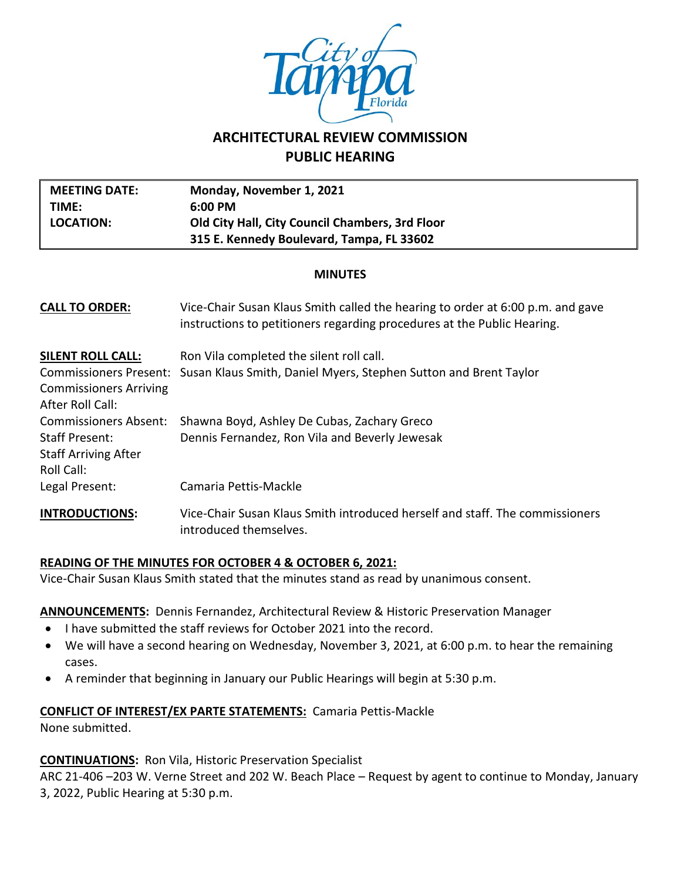# ARCHITECTURAL REVIEW COMMISSION
## PUBLIC HEARING

| | |
|---|---|
| **MEETING DATE:** | **Monday, November 1, 2021** |
| **TIME:** | **6:00 PM** |
| **LOCATION:** | **Old City Hall, City Council Chambers, 3rd Floor**<br>**315 E. Kennedy Boulevard, Tampa, FL 33602** |

**MINUTES**

**CALL TO ORDER:** Vice-Chair Susan Klaus Smith called the hearing to order at 6:00 p.m. and gave instructions to petitioners regarding procedures at the Public Hearing.

**SILENT ROLL CALL:** Ron Vila completed the silent roll call.

Commissioners Present: Susan Klaus Smith, Daniel Myers, Stephen Sutton and Brent Taylor

Commissioners Arriving After Roll Call:

Commissioners Absent: Shawna Boyd, Ashley De Cubas, Zachary Greco

Staff Present: Dennis Fernandez, Ron Vila and Beverly Jewesak

Staff Arriving After Roll Call:

Legal Present: Camaria Pettis-Mackle

**INTRODUCTIONS:** Vice-Chair Susan Klaus Smith introduced herself and staff. The commissioners introduced themselves.

**READING OF THE MINUTES FOR OCTOBER 4 & OCTOBER 6, 2021:**
Vice-Chair Susan Klaus Smith stated that the minutes stand as read by unanimous consent.

**ANNOUNCEMENTS:** Dennis Fernandez, Architectural Review & Historic Preservation Manager

- I have submitted the staff reviews for October 2021 into the record.
- We will have a second hearing on Wednesday, November 3, 2021, at 6:00 p.m. to hear the remaining cases.
- A reminder that beginning in January our Public Hearings will begin at 5:30 p.m.

**CONFLICT OF INTEREST/EX PARTE STATEMENTS:** Camaria Pettis-Mackle
None submitted.

**CONTINUATIONS:** Ron Vila, Historic Preservation Specialist
ARC 21-406 –203 W. Verne Street and 202 W. Beach Place – Request by agent to continue to Monday, January 3, 2022, Public Hearing at 5:30 p.m.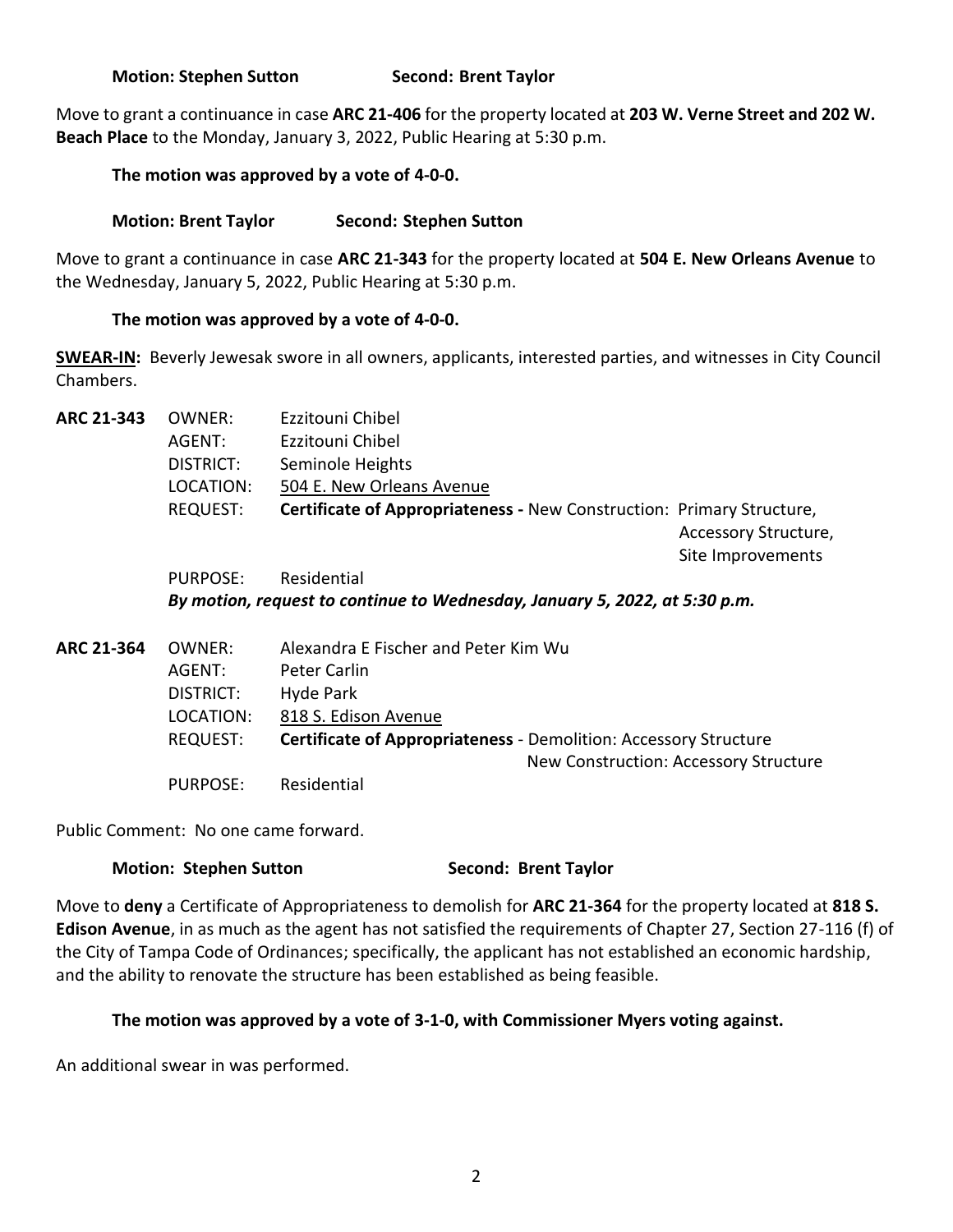**Motion: Stephen Sutton** **Second: Brent Taylor**

Move to grant a continuance in case **ARC 21-406** for the property located at **203 W. Verne Street and 202 W. Beach Place** to the Monday, January 3, 2022, Public Hearing at 5:30 p.m.

**The motion was approved by a vote of 4-0-0.**

**Motion: Brent Taylor** **Second: Stephen Sutton**

Move to grant a continuance in case **ARC 21-343** for the property located at **504 E. New Orleans Avenue** to the Wednesday, January 5, 2022, Public Hearing at 5:30 p.m.

**The motion was approved by a vote of 4-0-0.**

**SWEAR-IN:** Beverly Jewesak swore in all owners, applicants, interested parties, and witnesses in City Council Chambers.

**ARC 21-343**
OWNER: Ezzitouni Chibel
AGENT: Ezzitouni Chibel
DISTRICT: Seminole Heights
LOCATION: 504 E. New Orleans Avenue
REQUEST: **Certificate of Appropriateness -** New Construction: Primary Structure, Accessory Structure, Site Improvements
PURPOSE: Residential

***By motion, request to continue to Wednesday, January 5, 2022, at 5:30 p.m.***

**ARC 21-364**
OWNER: Alexandra E Fischer and Peter Kim Wu
AGENT: Peter Carlin
DISTRICT: Hyde Park
LOCATION: 818 S. Edison Avenue
REQUEST: **Certificate of Appropriateness** - Demolition: Accessory Structure
New Construction: Accessory Structure
PURPOSE: Residential

Public Comment: No one came forward.

**Motion: Stephen Sutton** **Second: Brent Taylor**

Move to **deny** a Certificate of Appropriateness to demolish for **ARC 21-364** for the property located at **818 S. Edison Avenue**, in as much as the agent has not satisfied the requirements of Chapter 27, Section 27-116 (f) of the City of Tampa Code of Ordinances; specifically, the applicant has not established an economic hardship, and the ability to renovate the structure has been established as being feasible.

**The motion was approved by a vote of 3-1-0, with Commissioner Myers voting against.**

An additional swear in was performed.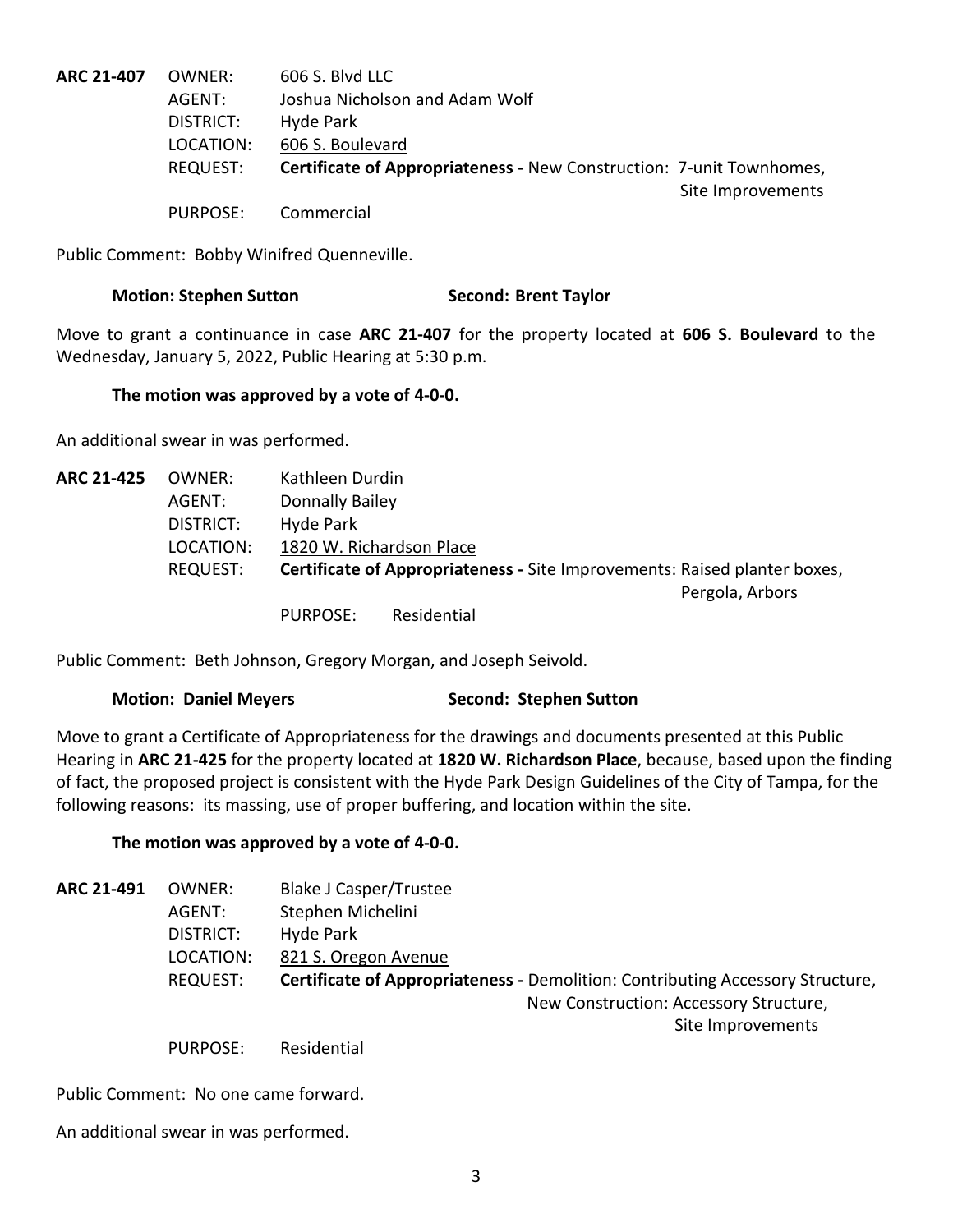**ARC 21-407** OWNER: 606 S. Blvd LLC
AGENT: Joshua Nicholson and Adam Wolf
DISTRICT: Hyde Park
LOCATION: 606 S. Boulevard
REQUEST: **Certificate of Appropriateness -** New Construction: 7-unit Townhomes, Site Improvements
PURPOSE: Commercial

Public Comment: Bobby Winifred Quenneville.

**Motion: Stephen Sutton** **Second: Brent Taylor**

Move to grant a continuance in case **ARC 21-407** for the property located at **606 S. Boulevard** to the Wednesday, January 5, 2022, Public Hearing at 5:30 p.m.

**The motion was approved by a vote of 4-0-0.**

An additional swear in was performed.

**ARC 21-425** OWNER: Kathleen Durdin
AGENT: Donnally Bailey
DISTRICT: Hyde Park
LOCATION: 1820 W. Richardson Place
REQUEST: **Certificate of Appropriateness -** Site Improvements: Raised planter boxes, Pergola, Arbors
PURPOSE: Residential

Public Comment: Beth Johnson, Gregory Morgan, and Joseph Seivold.

**Motion: Daniel Meyers** **Second: Stephen Sutton**

Move to grant a Certificate of Appropriateness for the drawings and documents presented at this Public Hearing in **ARC 21-425** for the property located at **1820 W. Richardson Place**, because, based upon the finding of fact, the proposed project is consistent with the Hyde Park Design Guidelines of the City of Tampa, for the following reasons: its massing, use of proper buffering, and location within the site.

**The motion was approved by a vote of 4-0-0.**

**ARC 21-491** OWNER: Blake J Casper/Trustee
AGENT: Stephen Michelini
DISTRICT: Hyde Park
LOCATION: 821 S. Oregon Avenue
REQUEST: **Certificate of Appropriateness -** Demolition: Contributing Accessory Structure, New Construction: Accessory Structure, Site Improvements
PURPOSE: Residential

Public Comment: No one came forward.

An additional swear in was performed.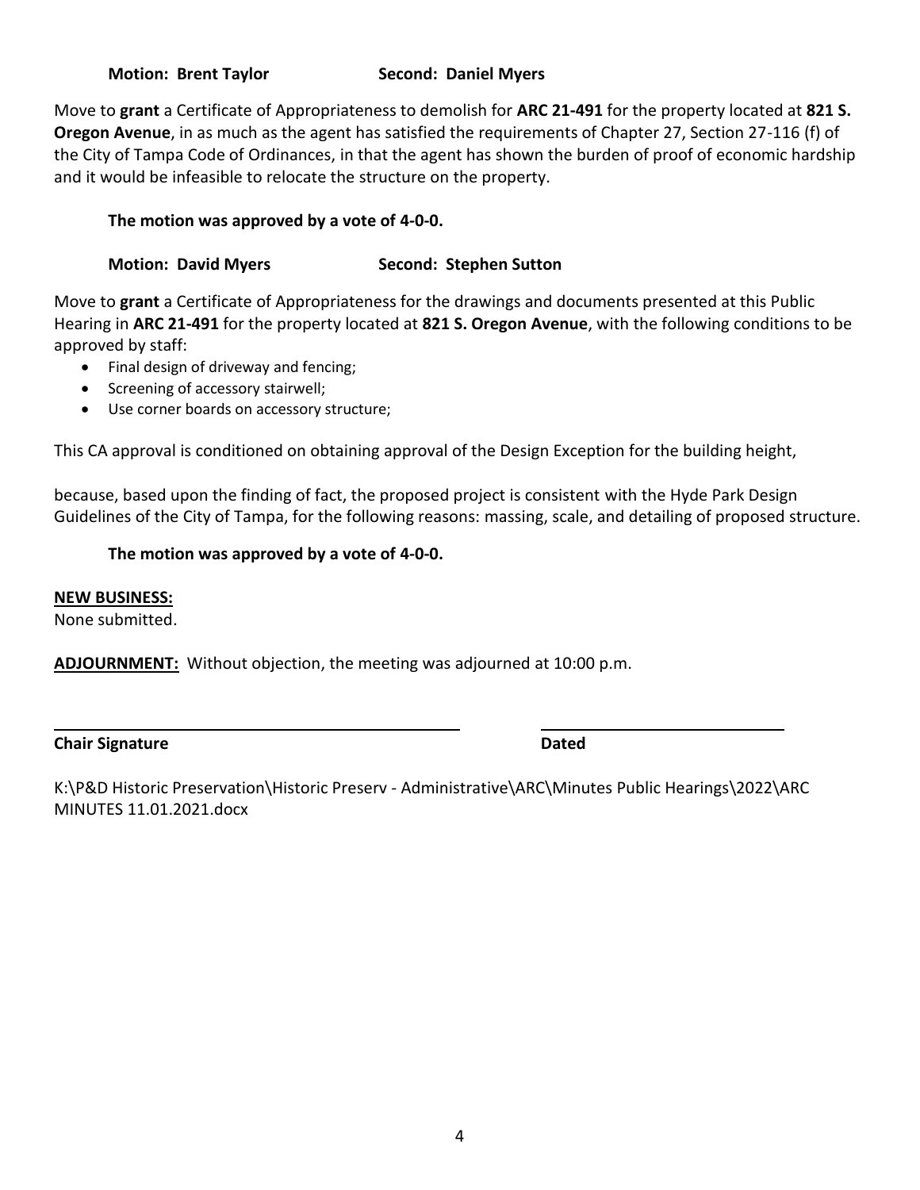**Motion: Brent Taylor Second: Daniel Myers**

Move to **grant** a Certificate of Appropriateness to demolish for **ARC 21-491** for the property located at **821 S. Oregon Avenue**, in as much as the agent has satisfied the requirements of Chapter 27, Section 27-116 (f) of the City of Tampa Code of Ordinances, in that the agent has shown the burden of proof of economic hardship and it would be infeasible to relocate the structure on the property.

**The motion was approved by a vote of 4-0-0.**

**Motion: David Myers Second: Stephen Sutton**

Move to **grant** a Certificate of Appropriateness for the drawings and documents presented at this Public Hearing in **ARC 21-491** for the property located at **821 S. Oregon Avenue**, with the following conditions to be approved by staff:

- Final design of driveway and fencing;
- Screening of accessory stairwell;
- Use corner boards on accessory structure;

This CA approval is conditioned on obtaining approval of the Design Exception for the building height,

because, based upon the finding of fact, the proposed project is consistent with the Hyde Park Design Guidelines of the City of Tampa, for the following reasons: massing, scale, and detailing of proposed structure.

**The motion was approved by a vote of 4-0-0.**

**NEW BUSINESS:**
None submitted.

**ADJOURNMENT:** Without objection, the meeting was adjourned at 10:00 p.m.

**Chair Signature** **Dated**

K:\P&D Historic Preservation\Historic Preserv - Administrative\ARC\Minutes Public Hearings\2022\ARC MINUTES 11.01.2021.docx